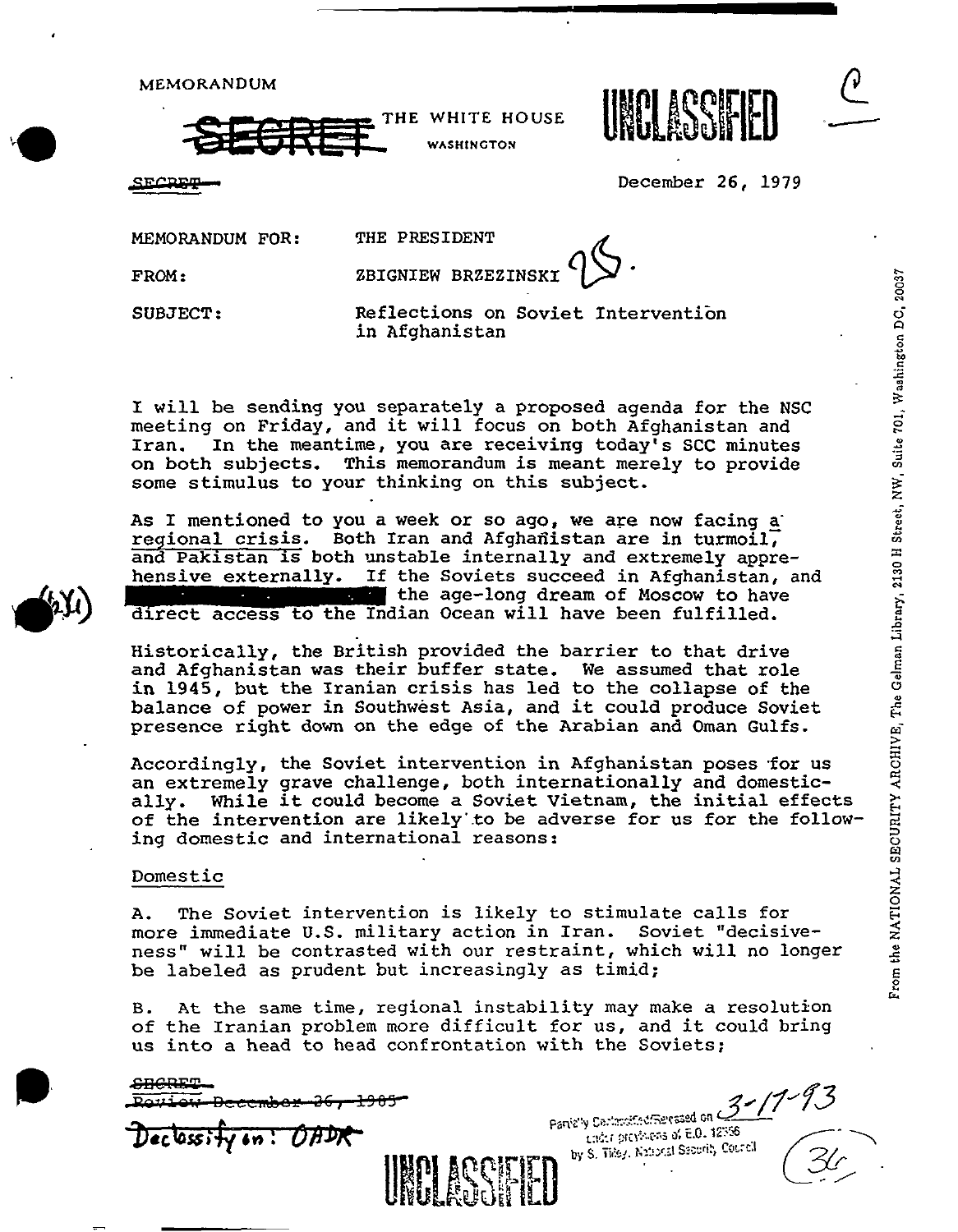MEMORANDUM

~~SECRET~~ THE WHITE HOUSE
WASHINGTON

UNCLASSIFIED

~~SECRET~~

December 26, 1979

MEMORANDUM FOR: THE PRESIDENT

FROM: ZBIGNIEW BRZEZINSKI

SUBJECT: Reflections on Soviet Intervention in Afghanistan

I will be sending you separately a proposed agenda for the NSC meeting on Friday, and it will focus on both Afghanistan and Iran. In the meantime, you are receiving today's SCC minutes on both subjects. This memorandum is meant merely to provide some stimulus to your thinking on this subject.

As I mentioned to you a week or so ago, we are now facing <u>a regional crisis</u>. Both Iran and Afghanistan are in turmoil, <u>and Pakistan is both unstable internally and extremely apprehensive externally</u>. If the Soviets succeed in Afghanistan, and [REDACTED] the age-long dream of Moscow to have direct access to the Indian Ocean will have been fulfilled.

Historically, the British provided the barrier to that drive and Afghanistan was their buffer state. We assumed that role in 1945, but the Iranian crisis has led to the collapse of the balance of power in Southwest Asia, and it could produce Soviet presence right down on the edge of the Arabian and Oman Gulfs.

Accordingly, the Soviet intervention in Afghanistan poses for us an extremely grave challenge, both internationally and domestically. While it could become a Soviet Vietnam, the initial effects of the intervention are likely to be adverse for us for the following domestic and international reasons:

<u>Domestic</u>

A. The Soviet intervention is likely to stimulate calls for more immediate U.S. military action in Iran. Soviet "decisiveness" will be contrasted with our restraint, which will no longer be labeled as prudent but increasingly as timid;

B. At the same time, regional instability may make a resolution of the Iranian problem more difficult for us, and it could bring us into a head to head confrontation with the Soviets;

~~SECRET~~
~~Review December 26, 1985~~
Declassify on: OADR

UNCLASSIFIED

Partially Declassified/Released on 3-17-93 under provisions of E.O. 12356 by S. Tilley, National Security Council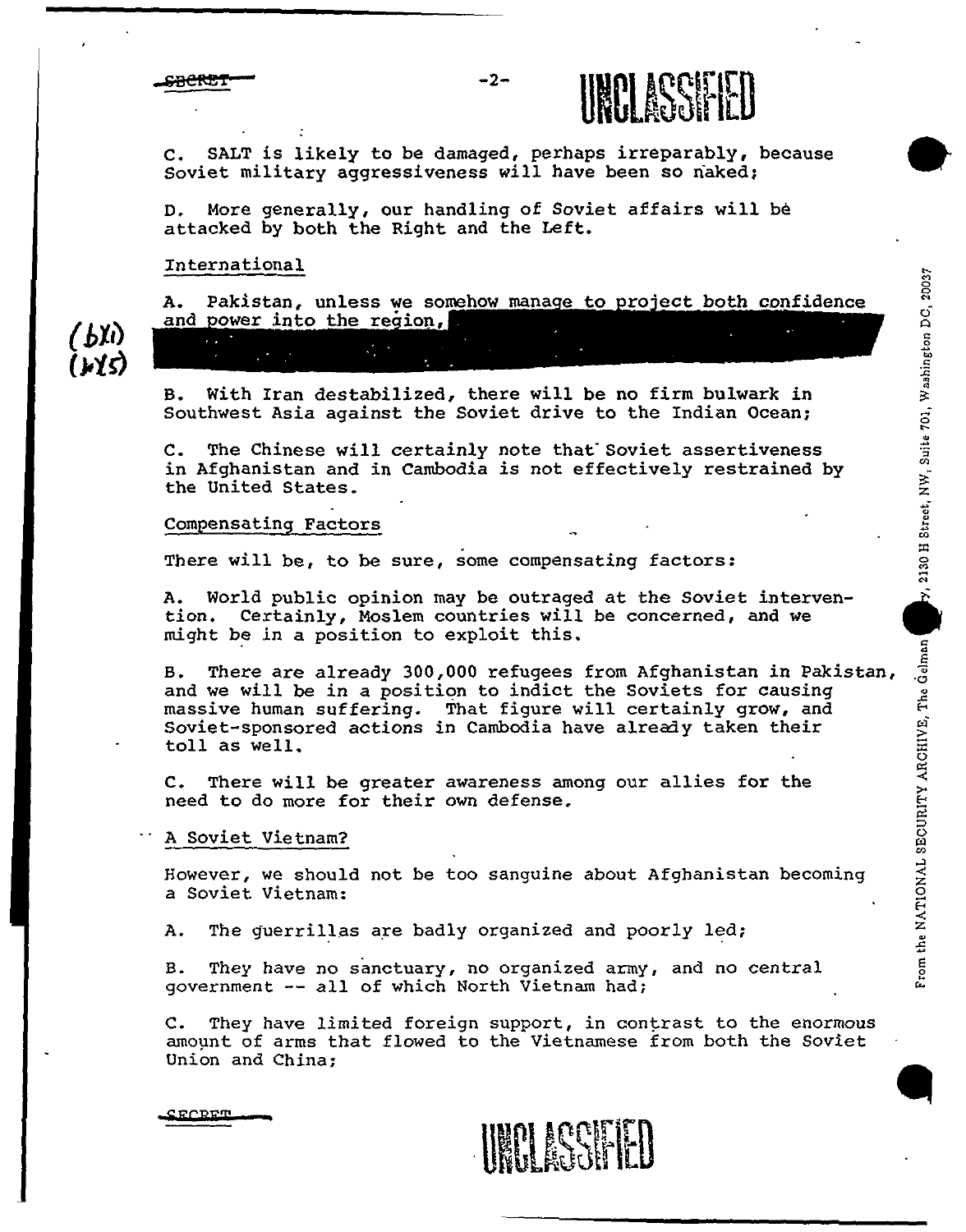C. SALT is likely to be damaged, perhaps irreparably, because Soviet military aggressiveness will have been so naked;

D. More generally, our handling of Soviet affairs will be attacked by both the Right and the Left.

International

A. Pakistan, unless we somehow manage to project both confidence and power into the region,

(b)(1)
(b)(5)

B. With Iran destabilized, there will be no firm bulwark in Southwest Asia against the Soviet drive to the Indian Ocean;

C. The Chinese will certainly note that Soviet assertiveness in Afghanistan and in Cambodia is not effectively restrained by the United States.

Compensating Factors

There will be, to be sure, some compensating factors:

A. World public opinion may be outraged at the Soviet intervention. Certainly, Moslem countries will be concerned, and we might be in a position to exploit this.

B. There are already 300,000 refugees from Afghanistan in Pakistan, and we will be in a position to indict the Soviets for causing massive human suffering. That figure will certainly grow, and Soviet-sponsored actions in Cambodia have already taken their toll as well.

C. There will be greater awareness among our allies for the need to do more for their own defense.

A Soviet Vietnam?

However, we should not be too sanguine about Afghanistan becoming a Soviet Vietnam:

A. The guerrillas are badly organized and poorly led;

B. They have no sanctuary, no organized army, and no central government -- all of which North Vietnam had;

C. They have limited foreign support, in contrast to the enormous amount of arms that flowed to the Vietnamese from both the Soviet Union and China;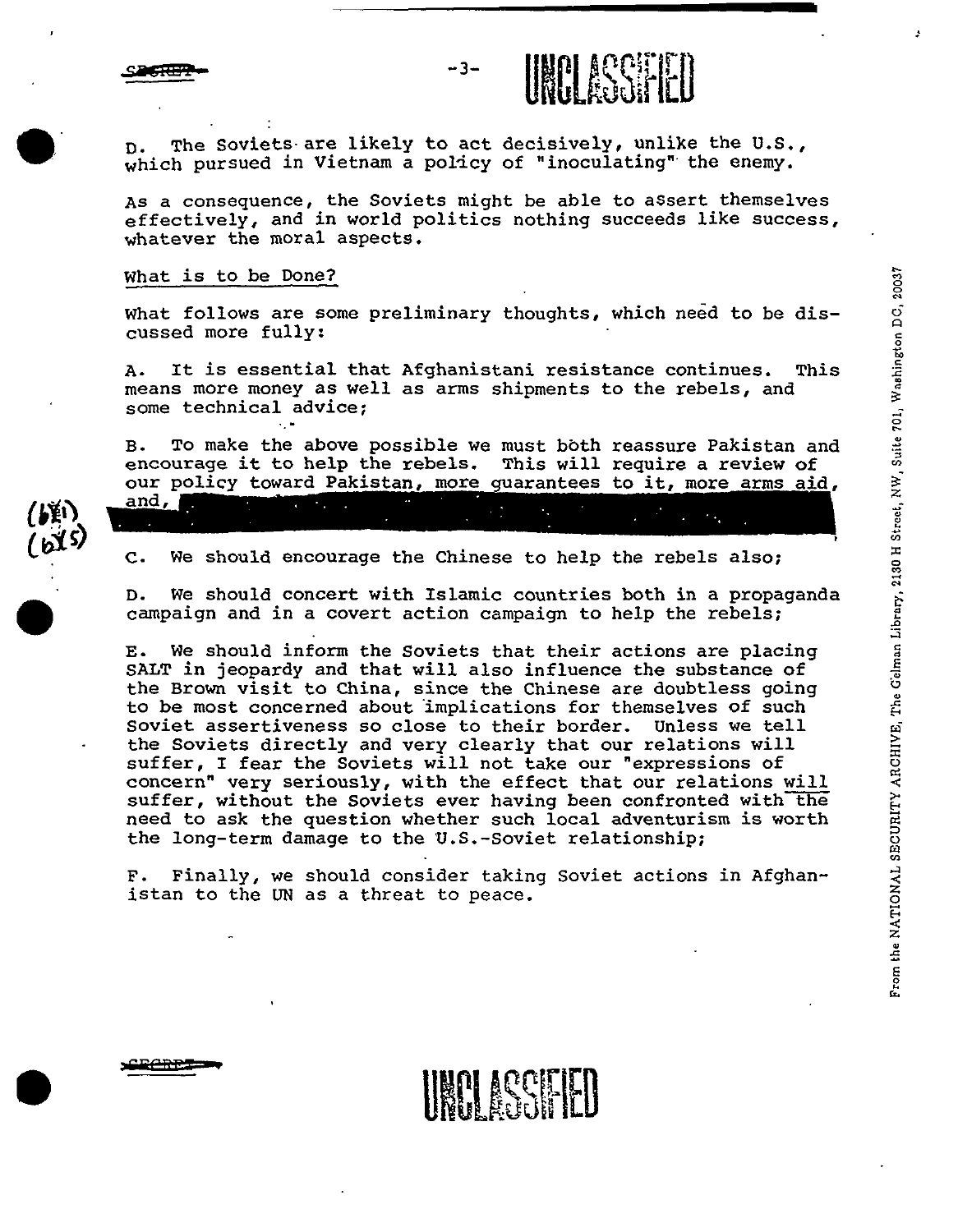D. The Soviets are likely to act decisively, unlike the U.S., which pursued in Vietnam a policy of "inoculating" the enemy.

As a consequence, the Soviets might be able to assert themselves effectively, and in world politics nothing succeeds like success, whatever the moral aspects.

What is to be Done?

What follows are some preliminary thoughts, which need to be discussed more fully:

A. It is essential that Afghanistani resistance continues. This means more money as well as arms shipments to the rebels, and some technical advice;

B. To make the above possible we must both reassure Pakistan and encourage it to help the rebels. This will require a review of our policy toward Pakistan, more guarantees to it, more arms aid, and, [redacted]

(b)(1)
(b)(5)

C. We should encourage the Chinese to help the rebels also;

D. We should concert with Islamic countries both in a propaganda campaign and in a covert action campaign to help the rebels;

E. We should inform the Soviets that their actions are placing SALT in jeopardy and that will also influence the substance of the Brown visit to China, since the Chinese are doubtless going to be most concerned about implications for themselves of such Soviet assertiveness so close to their border. Unless we tell the Soviets directly and very clearly that our relations will suffer, I fear the Soviets will not take our "expressions of concern" very seriously, with the effect that our relations will suffer, without the Soviets ever having been confronted with the need to ask the question whether such local adventurism is worth the long-term damage to the U.S.-Soviet relationship;

F. Finally, we should consider taking Soviet actions in Afghanistan to the UN as a threat to peace.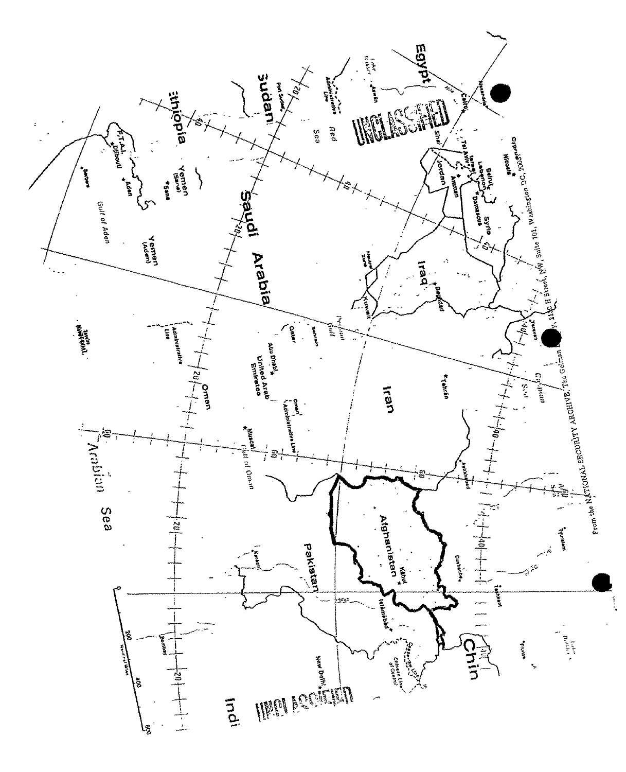UNCLASSIFIED

Egypt
Cairo
Alexandria
Aswân
Sinai
Sudan
Port Sudan
Administrative Line
Red Sea
Ethiopia
F.T.A.I.
Djibouti
Berbera
Yemen (Sana)
Sana
Aden
Yemen (Aden)
Gulf of Aden
Cyprus
Nicosia
Beirut
Lebanon
Israel
Tel Aviv
Damascus
Syria
Amman
Jordan
Iraq
Baghdad
Neutral Zone
Kuwait
Saudi Arabia
Persian Gulf
Bahrain
Qatar
Abu Dhabi
United Arab Emirates
Oman
Oman Administrative Line
Administrative Line
Muscat
Gulf of Oman
Arabian Sea
Yerevan
Tehrān
Iran
Caspian Sea
Ashkhabad
Aral Sea
Tyuratam
Dushanbe
Tashkent
Frunze
Afghanistan
Kābul
Pakistan
Karāchi
Islāmābād
Chinese Line of Control
Ceasefire Line
China
New Delhi
India
Bombay
Nautical Miles
0
200
400
600
20
40
60